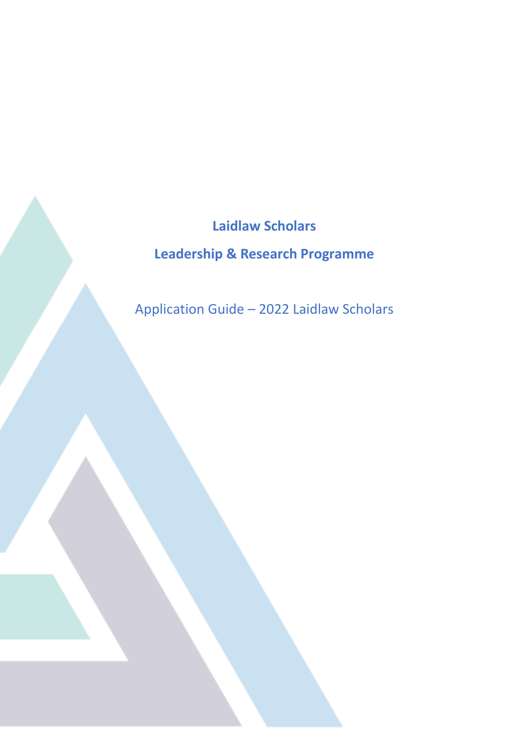# Laidlaw Scholars

## Leadership & Research Programme

Application Guide – 2022 Laidlaw Scholars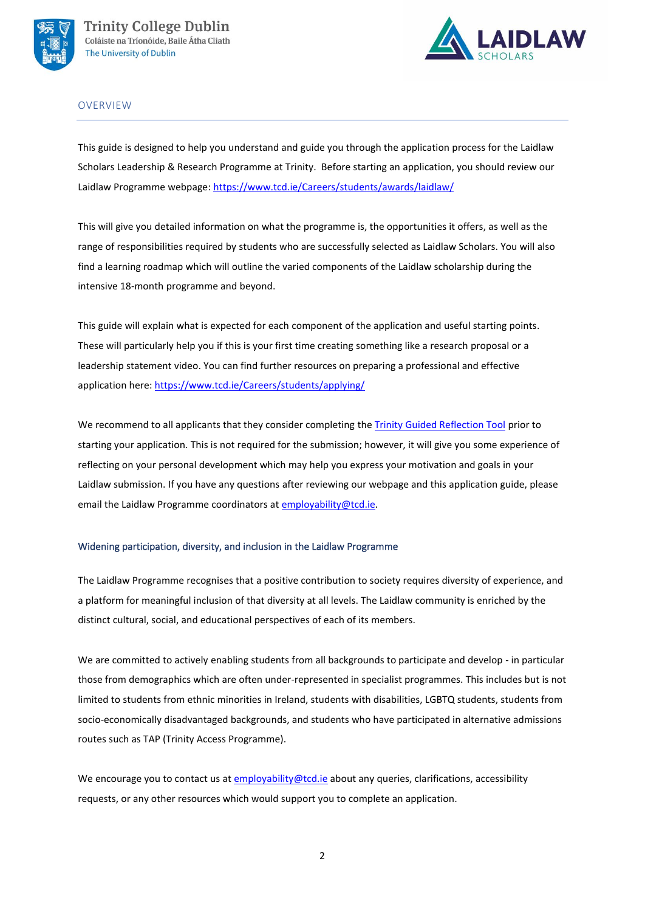## OVERVIEW

This guide is designed to help you understand and guide you through the application process for the Laidlaw Scholars Leadership & Research Programme at Trinity. Before starting an application, you should review our Laidlaw Programme webpage: [https://www.tcd.ie/Careers/students/awards/laidlaw/](https://www.tcd.ie/Careers/students/awards/laidlaw/)

This will give you detailed information on what the programme is, the opportunities it offers, as well as the range of responsibilities required by students who are successfully selected as Laidlaw Scholars. You will also find a learning roadmap which will outline the varied components of the Laidlaw scholarship during the intensive 18-month programme and beyond.

This guide will explain what is expected for each component of the application and useful starting points. These will particularly help you if this is your first time creating something like a research proposal or a leadership statement video. You can find further resources on preparing a professional and effective application here: [https://www.tcd.ie/Careers/students/applying/](https://www.tcd.ie/Careers/students/applying/)

We recommend to all applicants that they consider completing the Trinity Guided Reflection Tool prior to starting your application. This is not required for the submission; however, it will give you some experience of reflecting on your personal development which may help you express your motivation and goals in your Laidlaw submission. If you have any questions after reviewing our webpage and this application guide, please email the Laidlaw Programme coordinators at employability@tcd.ie.

### Widening participation, diversity, and inclusion in the Laidlaw Programme

The Laidlaw Programme recognises that a positive contribution to society requires diversity of experience, and a platform for meaningful inclusion of that diversity at all levels. The Laidlaw community is enriched by the distinct cultural, social, and educational perspectives of each of its members.

We are committed to actively enabling students from all backgrounds to participate and develop - in particular those from demographics which are often under-represented in specialist programmes. This includes but is not limited to students from ethnic minorities in Ireland, students with disabilities, LGBTQ students, students from socio-economically disadvantaged backgrounds, and students who have participated in alternative admissions routes such as TAP (Trinity Access Programme).

We encourage you to contact us at employability@tcd.ie about any queries, clarifications, accessibility requests, or any other resources which would support you to complete an application.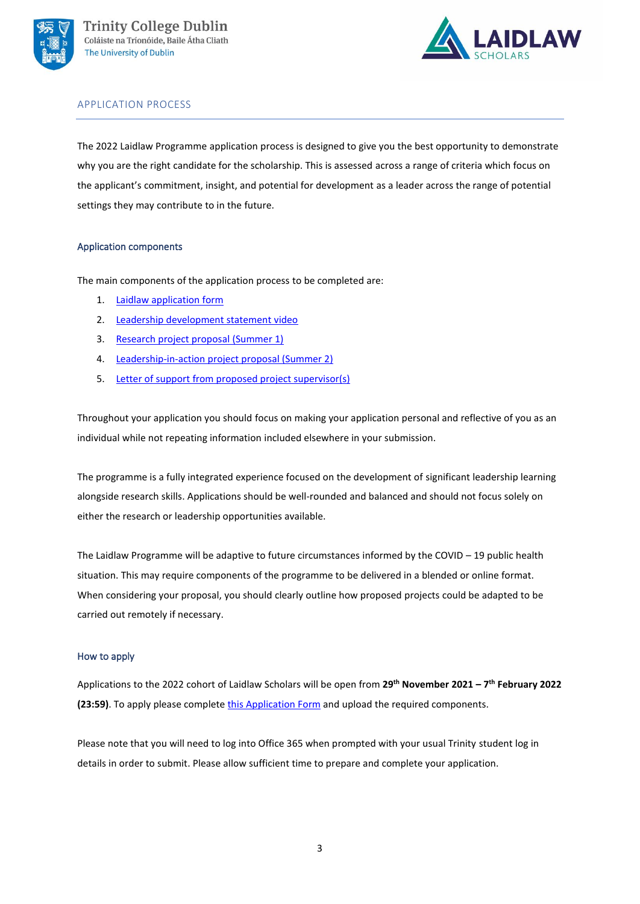## APPLICATION PROCESS

The 2022 Laidlaw Programme application process is designed to give you the best opportunity to demonstrate why you are the right candidate for the scholarship. This is assessed across a range of criteria which focus on the applicant's commitment, insight, and potential for development as a leader across the range of potential settings they may contribute to in the future.

### Application components

The main components of the application process to be completed are:

1. Laidlaw application form
2. Leadership development statement video
3. Research project proposal (Summer 1)
4. Leadership-in-action project proposal (Summer 2)
5. Letter of support from proposed project supervisor(s)

Throughout your application you should focus on making your application personal and reflective of you as an individual while not repeating information included elsewhere in your submission.

The programme is a fully integrated experience focused on the development of significant leadership learning alongside research skills. Applications should be well-rounded and balanced and should not focus solely on either the research or leadership opportunities available.

The Laidlaw Programme will be adaptive to future circumstances informed by the COVID – 19 public health situation. This may require components of the programme to be delivered in a blended or online format. When considering your proposal, you should clearly outline how proposed projects could be adapted to be carried out remotely if necessary.

### How to apply

Applications to the 2022 cohort of Laidlaw Scholars will be open from **29th November 2021 – 7th February 2022 (23:59)**. To apply please complete this Application Form and upload the required components.

Please note that you will need to log into Office 365 when prompted with your usual Trinity student log in details in order to submit. Please allow sufficient time to prepare and complete your application.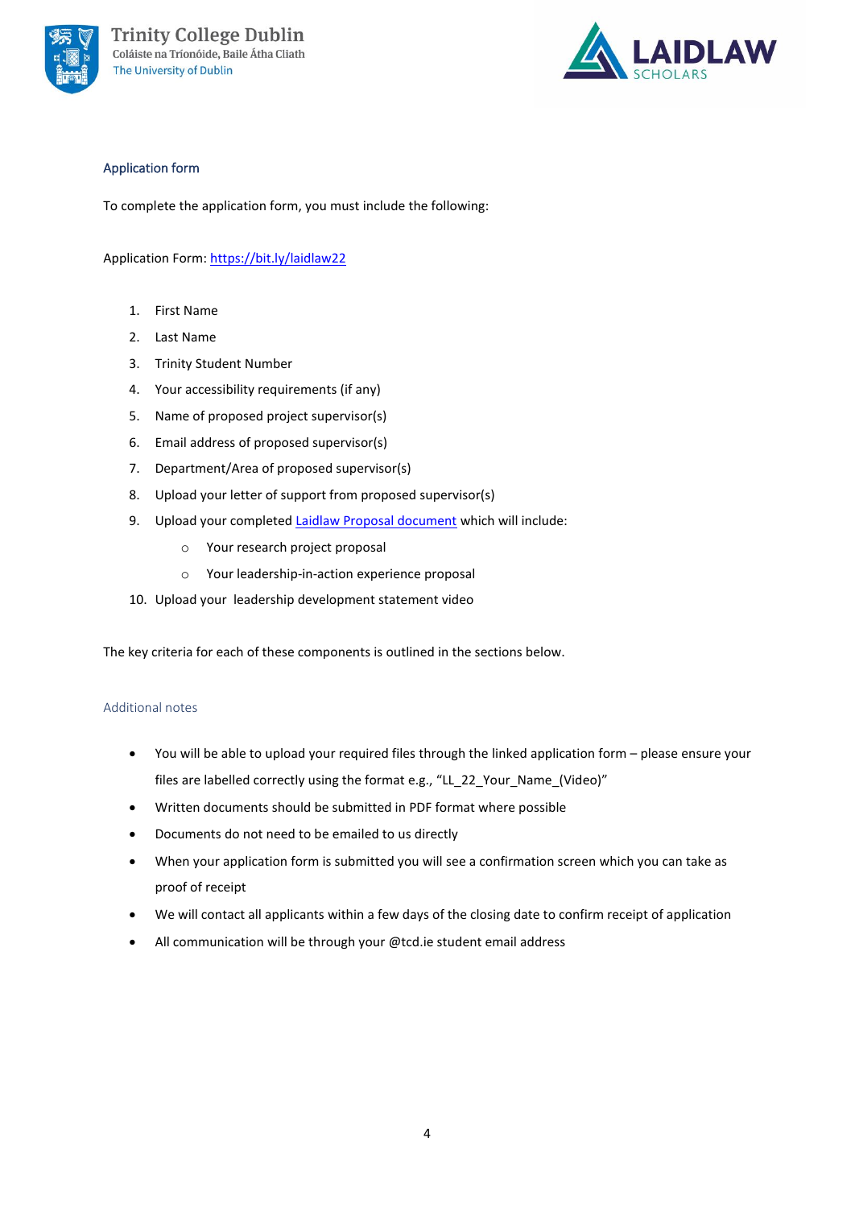## Application form

To complete the application form, you must include the following:

Application Form: [https://bit.ly/laidlaw22](https://bit.ly/laidlaw22)

1. First Name
2. Last Name
3. Trinity Student Number
4. Your accessibility requirements (if any)
5. Name of proposed project supervisor(s)
6. Email address of proposed supervisor(s)
7. Department/Area of proposed supervisor(s)
8. Upload your letter of support from proposed supervisor(s)
9. Upload your completed Laidlaw Proposal document which will include:
    - Your research project proposal
    - Your leadership-in-action experience proposal
10. Upload your leadership development statement video

The key criteria for each of these components is outlined in the sections below.

### Additional notes

- You will be able to upload your required files through the linked application form – please ensure your files are labelled correctly using the format e.g., "LL_22_Your_Name_(Video)"
- Written documents should be submitted in PDF format where possible
- Documents do not need to be emailed to us directly
- When your application form is submitted you will see a confirmation screen which you can take as proof of receipt
- We will contact all applicants within a few days of the closing date to confirm receipt of application
- All communication will be through your @tcd.ie student email address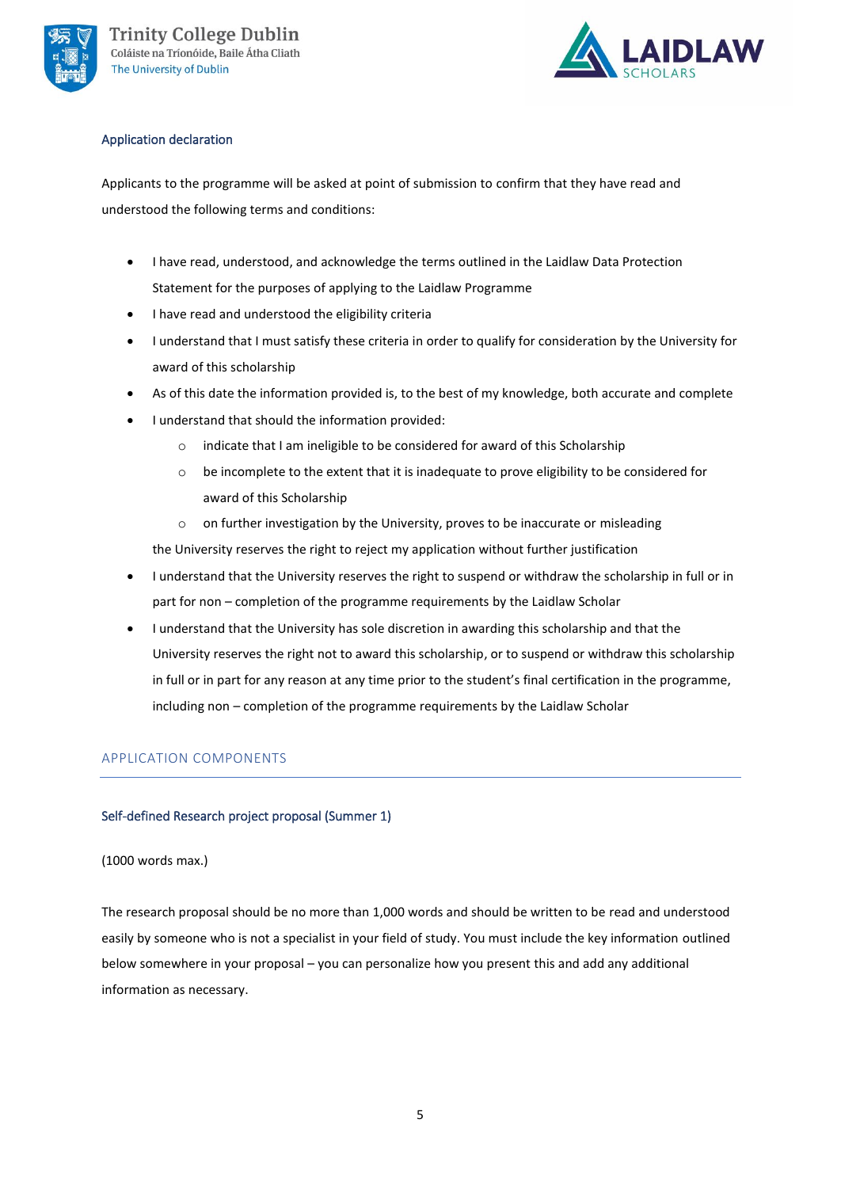### Application declaration

Applicants to the programme will be asked at point of submission to confirm that they have read and understood the following terms and conditions:

- I have read, understood, and acknowledge the terms outlined in the Laidlaw Data Protection Statement for the purposes of applying to the Laidlaw Programme
- I have read and understood the eligibility criteria
- I understand that I must satisfy these criteria in order to qualify for consideration by the University for award of this scholarship
- As of this date the information provided is, to the best of my knowledge, both accurate and complete
- I understand that should the information provided:
  - indicate that I am ineligible to be considered for award of this Scholarship
  - be incomplete to the extent that it is inadequate to prove eligibility to be considered for award of this Scholarship
  - on further investigation by the University, proves to be inaccurate or misleading

  the University reserves the right to reject my application without further justification
- I understand that the University reserves the right to suspend or withdraw the scholarship in full or in part for non – completion of the programme requirements by the Laidlaw Scholar
- I understand that the University has sole discretion in awarding this scholarship and that the University reserves the right not to award this scholarship, or to suspend or withdraw this scholarship in full or in part for any reason at any time prior to the student's final certification in the programme, including non – completion of the programme requirements by the Laidlaw Scholar

## APPLICATION COMPONENTS

### Self-defined Research project proposal (Summer 1)

(1000 words max.)

The research proposal should be no more than 1,000 words and should be written to be read and understood easily by someone who is not a specialist in your field of study. You must include the key information outlined below somewhere in your proposal – you can personalize how you present this and add any additional information as necessary.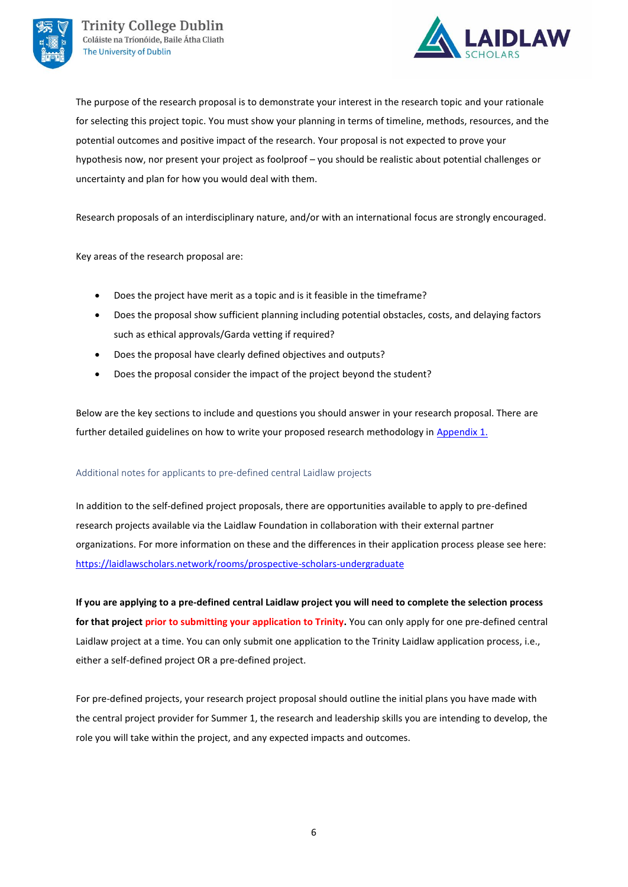The purpose of the research proposal is to demonstrate your interest in the research topic and your rationale for selecting this project topic. You must show your planning in terms of timeline, methods, resources, and the potential outcomes and positive impact of the research. Your proposal is not expected to prove your hypothesis now, nor present your project as foolproof – you should be realistic about potential challenges or uncertainty and plan for how you would deal with them.

Research proposals of an interdisciplinary nature, and/or with an international focus are strongly encouraged.

Key areas of the research proposal are:

- Does the project have merit as a topic and is it feasible in the timeframe?
- Does the proposal show sufficient planning including potential obstacles, costs, and delaying factors such as ethical approvals/Garda vetting if required?
- Does the proposal have clearly defined objectives and outputs?
- Does the proposal consider the impact of the project beyond the student?

Below are the key sections to include and questions you should answer in your research proposal. There are further detailed guidelines on how to write your proposed research methodology in [Appendix 1.](#)

### Additional notes for applicants to pre-defined central Laidlaw projects

In addition to the self-defined project proposals, there are opportunities available to apply to pre-defined research projects available via the Laidlaw Foundation in collaboration with their external partner organizations. For more information on these and the differences in their application process please see here: https://laidlawscholars.network/rooms/prospective-scholars-undergraduate

**If you are applying to a pre-defined central Laidlaw project you will need to complete the selection process for that project prior to submitting your application to Trinity.** You can only apply for one pre-defined central Laidlaw project at a time. You can only submit one application to the Trinity Laidlaw application process, i.e., either a self-defined project OR a pre-defined project.

For pre-defined projects, your research project proposal should outline the initial plans you have made with the central project provider for Summer 1, the research and leadership skills you are intending to develop, the role you will take within the project, and any expected impacts and outcomes.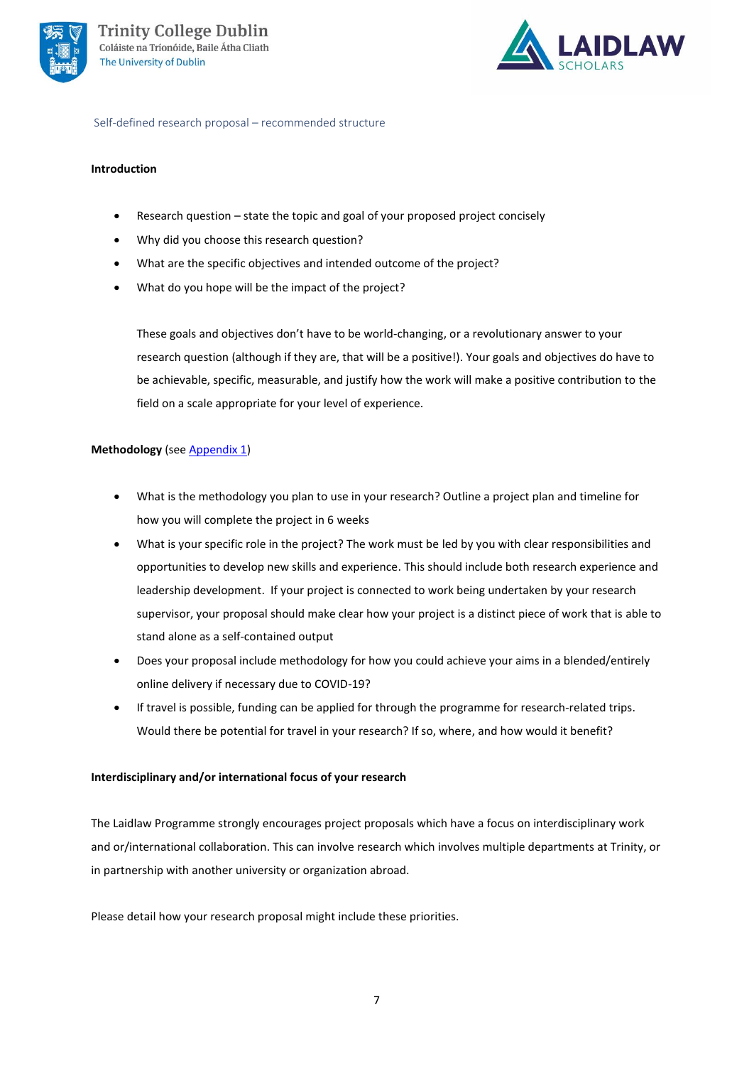Self-defined research proposal – recommended structure

**Introduction**

- Research question – state the topic and goal of your proposed project concisely
- Why did you choose this research question?
- What are the specific objectives and intended outcome of the project?
- What do you hope will be the impact of the project?

  These goals and objectives don't have to be world-changing, or a revolutionary answer to your research question (although if they are, that will be a positive!). Your goals and objectives do have to be achievable, specific, measurable, and justify how the work will make a positive contribution to the field on a scale appropriate for your level of experience.

**Methodology** (see Appendix 1)

- What is the methodology you plan to use in your research? Outline a project plan and timeline for how you will complete the project in 6 weeks
- What is your specific role in the project? The work must be led by you with clear responsibilities and opportunities to develop new skills and experience. This should include both research experience and leadership development. If your project is connected to work being undertaken by your research supervisor, your proposal should make clear how your project is a distinct piece of work that is able to stand alone as a self-contained output
- Does your proposal include methodology for how you could achieve your aims in a blended/entirely online delivery if necessary due to COVID-19?
- If travel is possible, funding can be applied for through the programme for research-related trips. Would there be potential for travel in your research? If so, where, and how would it benefit?

**Interdisciplinary and/or international focus of your research**

The Laidlaw Programme strongly encourages project proposals which have a focus on interdisciplinary work and or/international collaboration. This can involve research which involves multiple departments at Trinity, or in partnership with another university or organization abroad.

Please detail how your research proposal might include these priorities.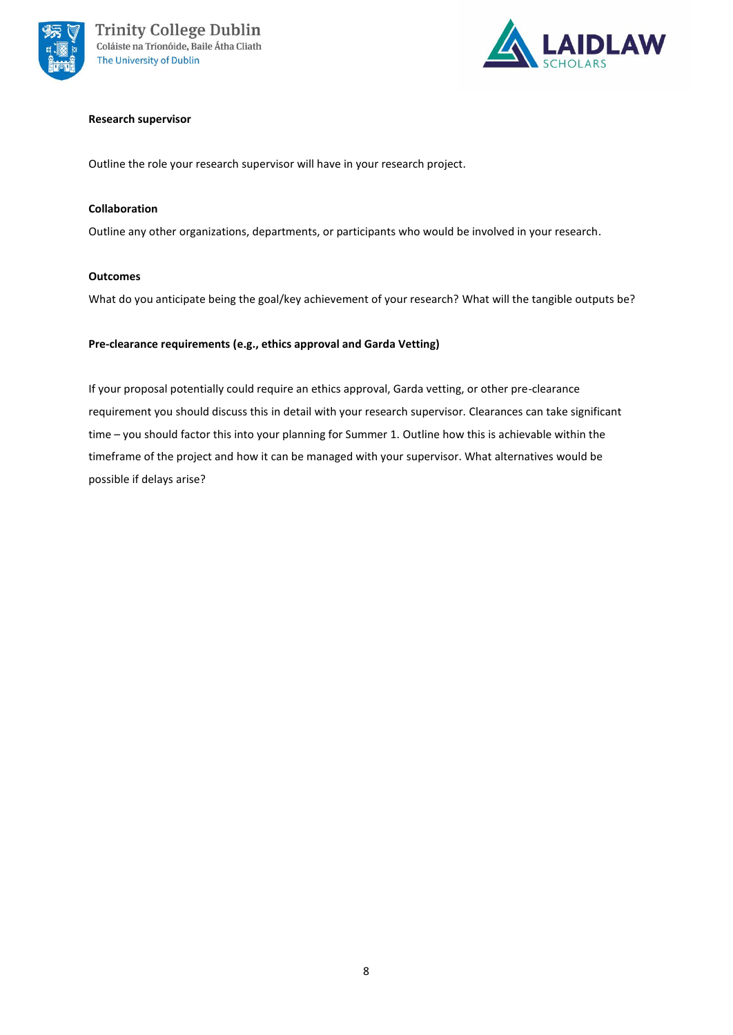**Research supervisor**

Outline the role your research supervisor will have in your research project.

**Collaboration**

Outline any other organizations, departments, or participants who would be involved in your research.

**Outcomes**

What do you anticipate being the goal/key achievement of your research? What will the tangible outputs be?

**Pre-clearance requirements (e.g., ethics approval and Garda Vetting)**

If your proposal potentially could require an ethics approval, Garda vetting, or other pre-clearance requirement you should discuss this in detail with your research supervisor. Clearances can take significant time – you should factor this into your planning for Summer 1. Outline how this is achievable within the timeframe of the project and how it can be managed with your supervisor. What alternatives would be possible if delays arise?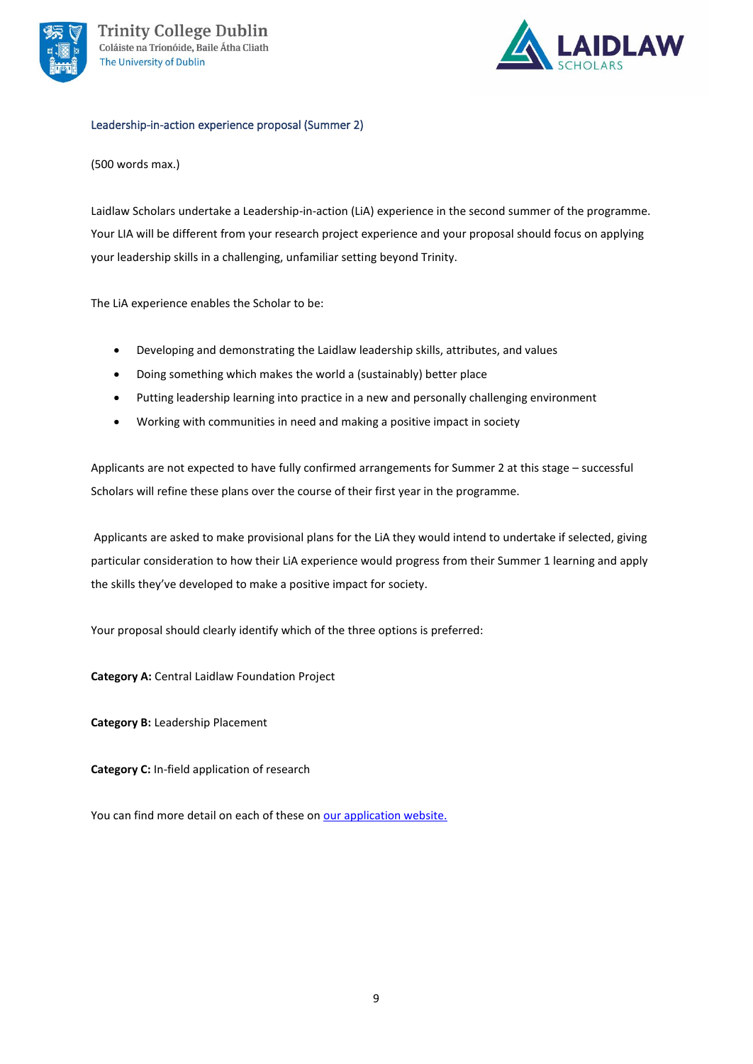## Leadership-in-action experience proposal (Summer 2)

(500 words max.)

Laidlaw Scholars undertake a Leadership-in-action (LiA) experience in the second summer of the programme. Your LIA will be different from your research project experience and your proposal should focus on applying your leadership skills in a challenging, unfamiliar setting beyond Trinity.

The LiA experience enables the Scholar to be:

- Developing and demonstrating the Laidlaw leadership skills, attributes, and values
- Doing something which makes the world a (sustainably) better place
- Putting leadership learning into practice in a new and personally challenging environment
- Working with communities in need and making a positive impact in society

Applicants are not expected to have fully confirmed arrangements for Summer 2 at this stage – successful Scholars will refine these plans over the course of their first year in the programme.

Applicants are asked to make provisional plans for the LiA they would intend to undertake if selected, giving particular consideration to how their LiA experience would progress from their Summer 1 learning and apply the skills they've developed to make a positive impact for society.

Your proposal should clearly identify which of the three options is preferred:

**Category A:** Central Laidlaw Foundation Project

**Category B:** Leadership Placement

**Category C:** In-field application of research

You can find more detail on each of these on [our application website.](#)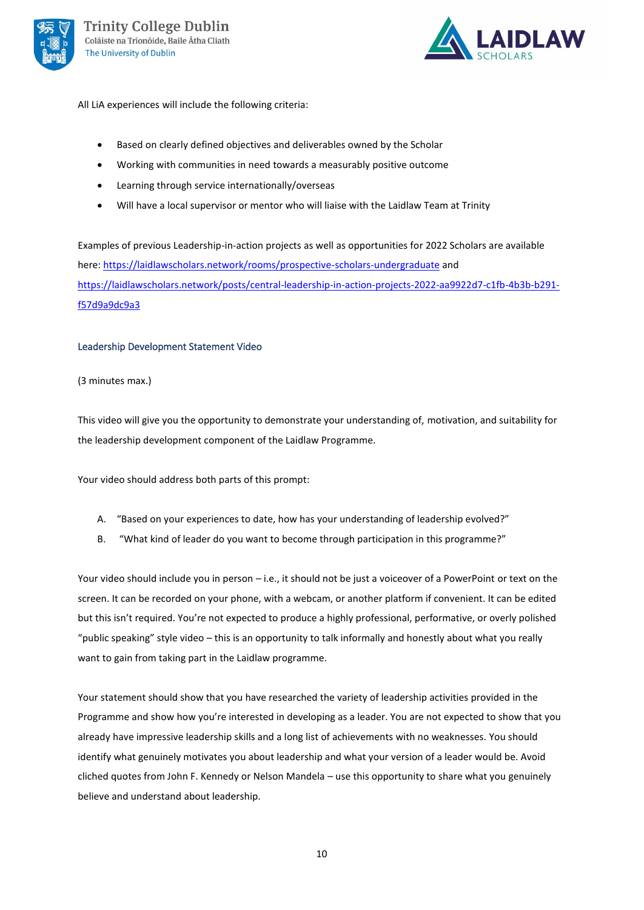All LiA experiences will include the following criteria:

- Based on clearly defined objectives and deliverables owned by the Scholar
- Working with communities in need towards a measurably positive outcome
- Learning through service internationally/overseas
- Will have a local supervisor or mentor who will liaise with the Laidlaw Team at Trinity

Examples of previous Leadership-in-action projects as well as opportunities for 2022 Scholars are available here: https://laidlawscholars.network/rooms/prospective-scholars-undergraduate and https://laidlawscholars.network/posts/central-leadership-in-action-projects-2022-aa9922d7-c1fb-4b3b-b291-f57d9a9dc9a3

### Leadership Development Statement Video

(3 minutes max.)

This video will give you the opportunity to demonstrate your understanding of, motivation, and suitability for the leadership development component of the Laidlaw Programme.

Your video should address both parts of this prompt:

A. "Based on your experiences to date, how has your understanding of leadership evolved?"
B. "What kind of leader do you want to become through participation in this programme?"

Your video should include you in person – i.e., it should not be just a voiceover of a PowerPoint or text on the screen. It can be recorded on your phone, with a webcam, or another platform if convenient. It can be edited but this isn't required. You're not expected to produce a highly professional, performative, or overly polished "public speaking" style video – this is an opportunity to talk informally and honestly about what you really want to gain from taking part in the Laidlaw programme.

Your statement should show that you have researched the variety of leadership activities provided in the Programme and show how you're interested in developing as a leader. You are not expected to show that you already have impressive leadership skills and a long list of achievements with no weaknesses. You should identify what genuinely motivates you about leadership and what your version of a leader would be. Avoid cliched quotes from John F. Kennedy or Nelson Mandela – use this opportunity to share what you genuinely believe and understand about leadership.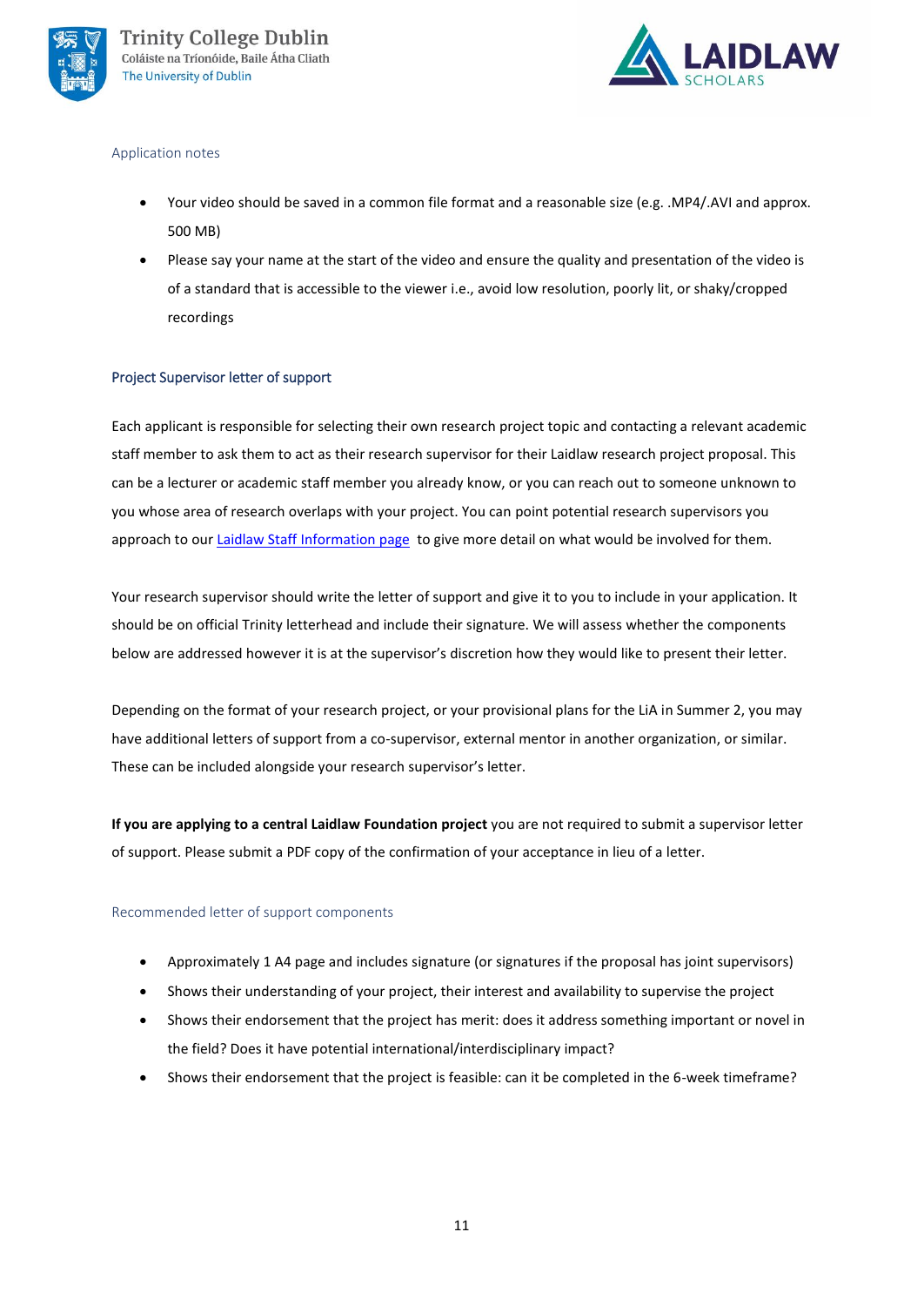### Application notes

- Your video should be saved in a common file format and a reasonable size (e.g. .MP4/.AVI and approx. 500 MB)
- Please say your name at the start of the video and ensure the quality and presentation of the video is of a standard that is accessible to the viewer i.e., avoid low resolution, poorly lit, or shaky/cropped recordings

## Project Supervisor letter of support

Each applicant is responsible for selecting their own research project topic and contacting a relevant academic staff member to ask them to act as their research supervisor for their Laidlaw research project proposal. This can be a lecturer or academic staff member you already know, or you can reach out to someone unknown to you whose area of research overlaps with your project. You can point potential research supervisors you approach to our Laidlaw Staff Information page to give more detail on what would be involved for them.

Your research supervisor should write the letter of support and give it to you to include in your application. It should be on official Trinity letterhead and include their signature. We will assess whether the components below are addressed however it is at the supervisor's discretion how they would like to present their letter.

Depending on the format of your research project, or your provisional plans for the LiA in Summer 2, you may have additional letters of support from a co-supervisor, external mentor in another organization, or similar. These can be included alongside your research supervisor's letter.

**If you are applying to a central Laidlaw Foundation project** you are not required to submit a supervisor letter of support. Please submit a PDF copy of the confirmation of your acceptance in lieu of a letter.

### Recommended letter of support components

- Approximately 1 A4 page and includes signature (or signatures if the proposal has joint supervisors)
- Shows their understanding of your project, their interest and availability to supervise the project
- Shows their endorsement that the project has merit: does it address something important or novel in the field? Does it have potential international/interdisciplinary impact?
- Shows their endorsement that the project is feasible: can it be completed in the 6-week timeframe?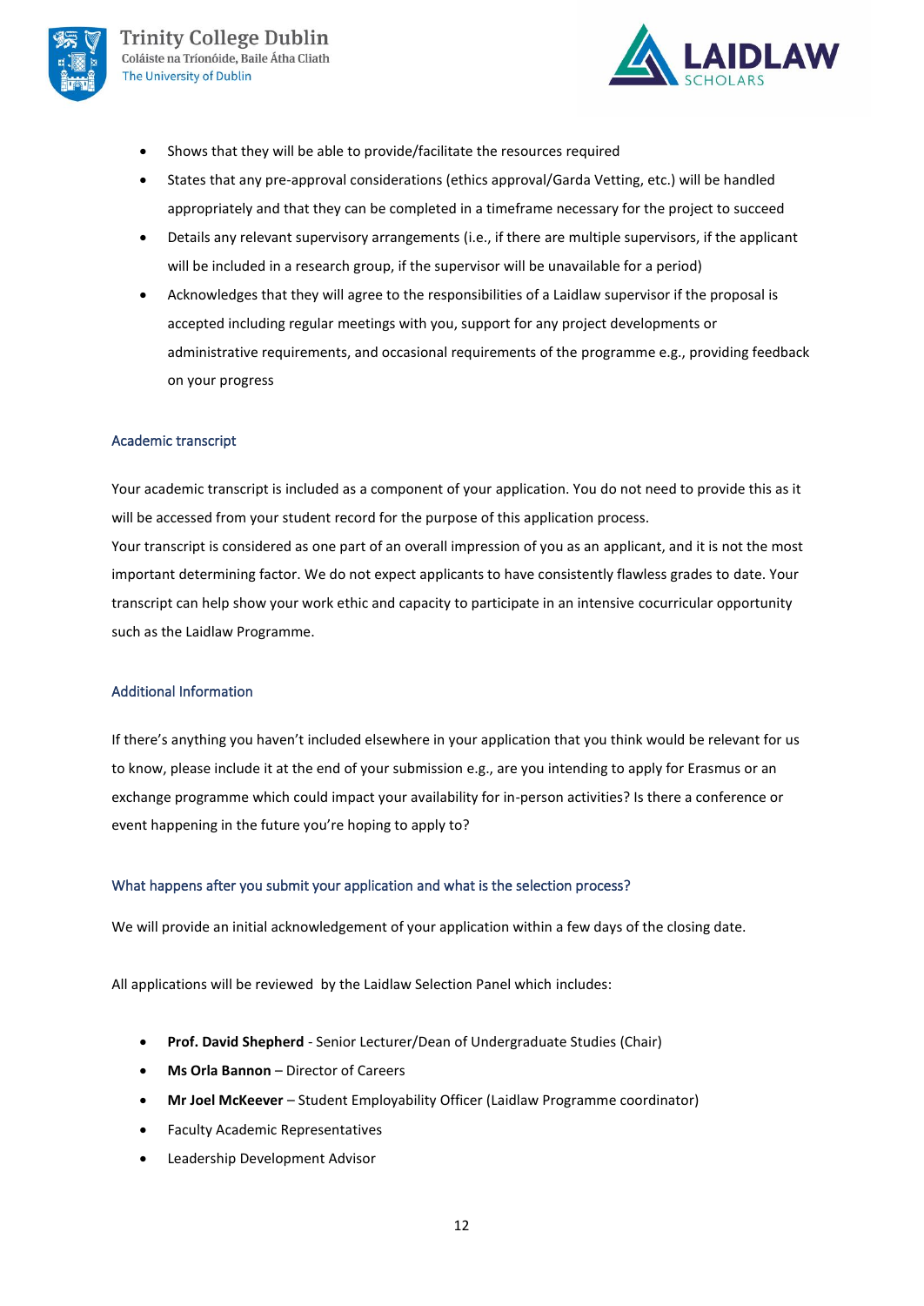- Shows that they will be able to provide/facilitate the resources required
- States that any pre-approval considerations (ethics approval/Garda Vetting, etc.) will be handled appropriately and that they can be completed in a timeframe necessary for the project to succeed
- Details any relevant supervisory arrangements (i.e., if there are multiple supervisors, if the applicant will be included in a research group, if the supervisor will be unavailable for a period)
- Acknowledges that they will agree to the responsibilities of a Laidlaw supervisor if the proposal is accepted including regular meetings with you, support for any project developments or administrative requirements, and occasional requirements of the programme e.g., providing feedback on your progress

### Academic transcript

Your academic transcript is included as a component of your application. You do not need to provide this as it will be accessed from your student record for the purpose of this application process.
Your transcript is considered as one part of an overall impression of you as an applicant, and it is not the most important determining factor. We do not expect applicants to have consistently flawless grades to date. Your transcript can help show your work ethic and capacity to participate in an intensive cocurricular opportunity such as the Laidlaw Programme.

### Additional Information

If there's anything you haven't included elsewhere in your application that you think would be relevant for us to know, please include it at the end of your submission e.g., are you intending to apply for Erasmus or an exchange programme which could impact your availability for in-person activities? Is there a conference or event happening in the future you're hoping to apply to?

### What happens after you submit your application and what is the selection process?

We will provide an initial acknowledgement of your application within a few days of the closing date.

All applications will be reviewed by the Laidlaw Selection Panel which includes:

- **Prof. David Shepherd** - Senior Lecturer/Dean of Undergraduate Studies (Chair)
- **Ms Orla Bannon** – Director of Careers
- **Mr Joel McKeever** – Student Employability Officer (Laidlaw Programme coordinator)
- Faculty Academic Representatives
- Leadership Development Advisor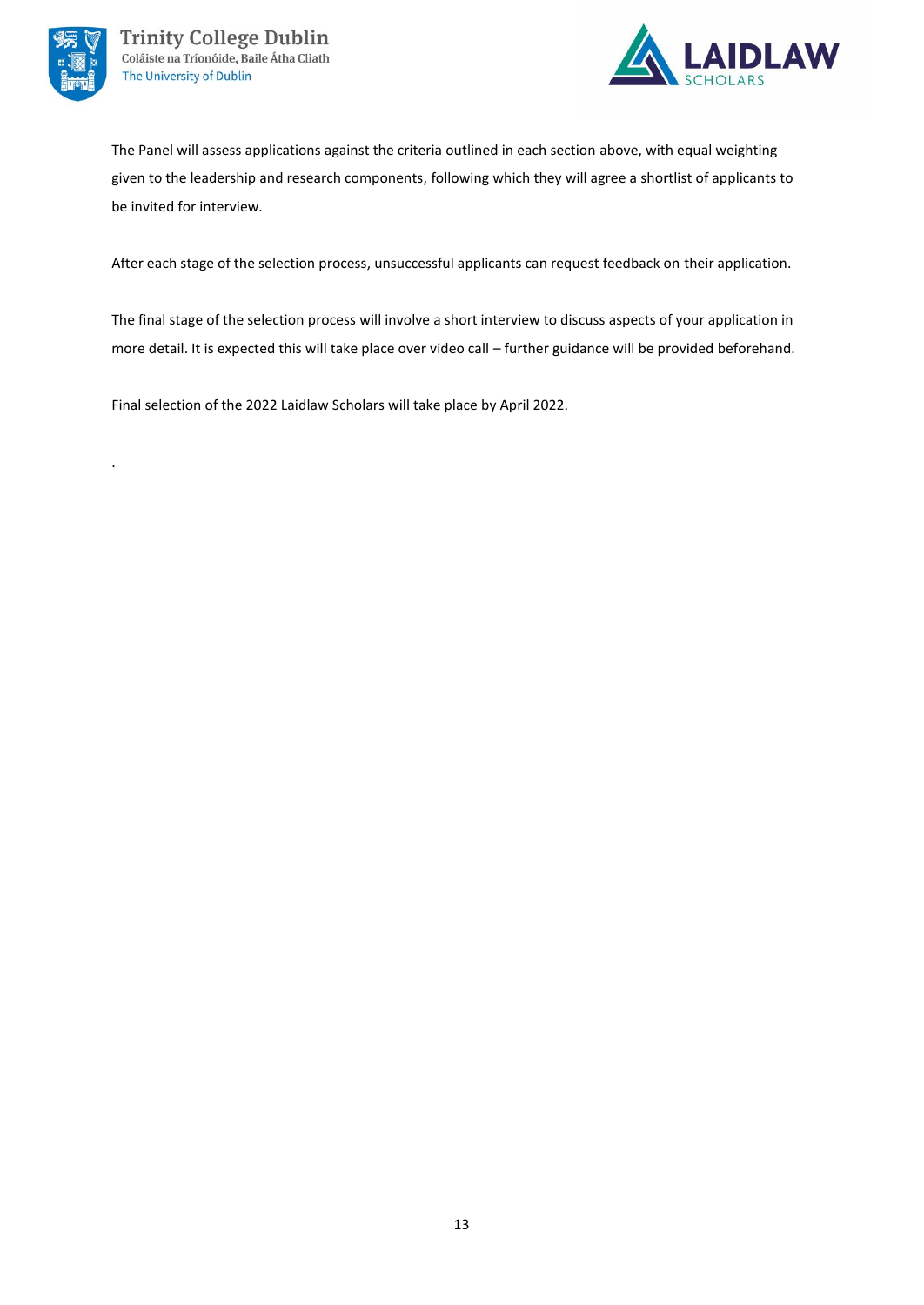The Panel will assess applications against the criteria outlined in each section above, with equal weighting given to the leadership and research components, following which they will agree a shortlist of applicants to be invited for interview.

After each stage of the selection process, unsuccessful applicants can request feedback on their application.

The final stage of the selection process will involve a short interview to discuss aspects of your application in more detail. It is expected this will take place over video call – further guidance will be provided beforehand.

Final selection of the 2022 Laidlaw Scholars will take place by April 2022.

.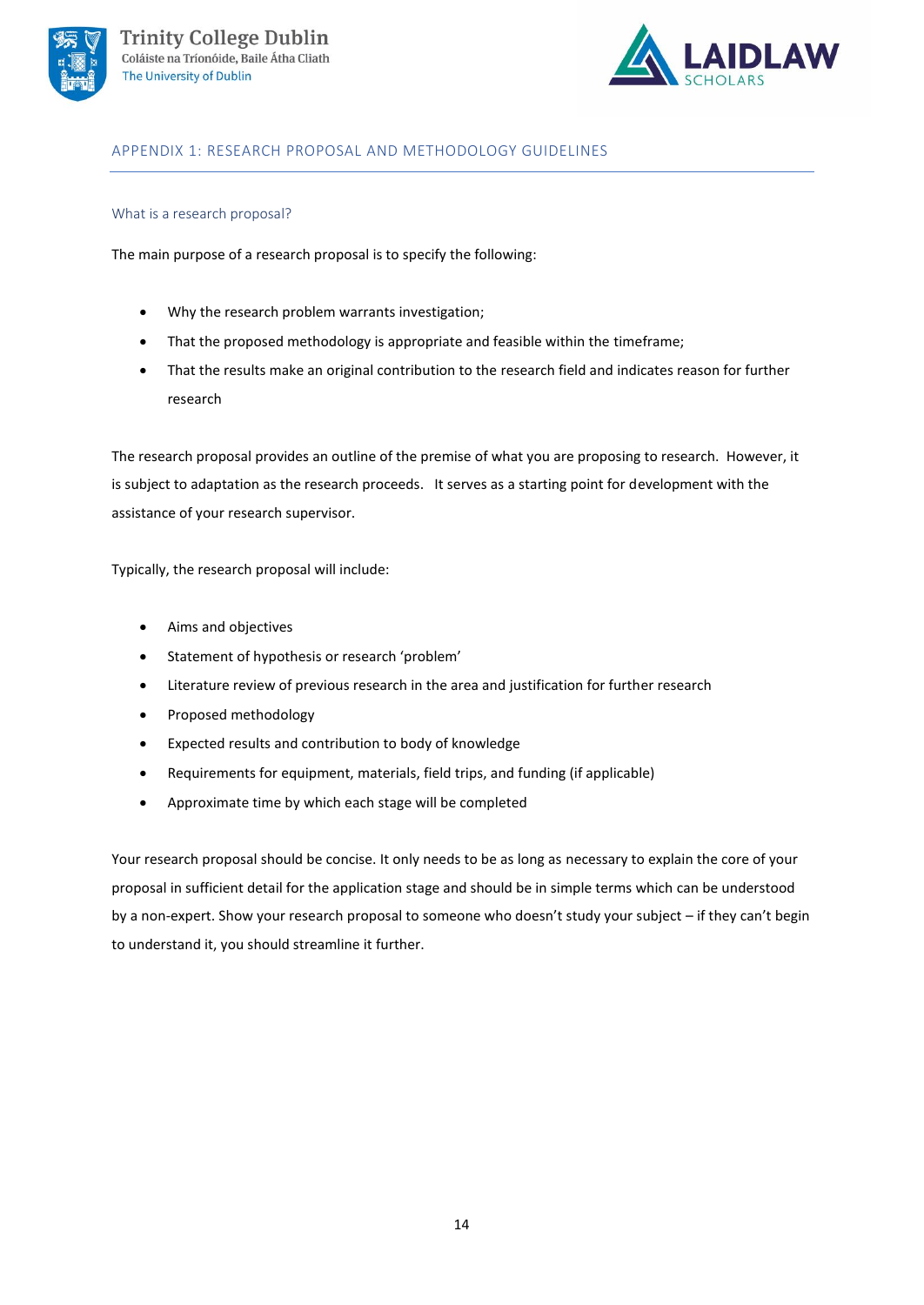## APPENDIX 1: RESEARCH PROPOSAL AND METHODOLOGY GUIDELINES

### What is a research proposal?

The main purpose of a research proposal is to specify the following:

- Why the research problem warrants investigation;
- That the proposed methodology is appropriate and feasible within the timeframe;
- That the results make an original contribution to the research field and indicates reason for further research

The research proposal provides an outline of the premise of what you are proposing to research. However, it is subject to adaptation as the research proceeds. It serves as a starting point for development with the assistance of your research supervisor.

Typically, the research proposal will include:

- Aims and objectives
- Statement of hypothesis or research 'problem'
- Literature review of previous research in the area and justification for further research
- Proposed methodology
- Expected results and contribution to body of knowledge
- Requirements for equipment, materials, field trips, and funding (if applicable)
- Approximate time by which each stage will be completed

Your research proposal should be concise. It only needs to be as long as necessary to explain the core of your proposal in sufficient detail for the application stage and should be in simple terms which can be understood by a non-expert. Show your research proposal to someone who doesn't study your subject – if they can't begin to understand it, you should streamline it further.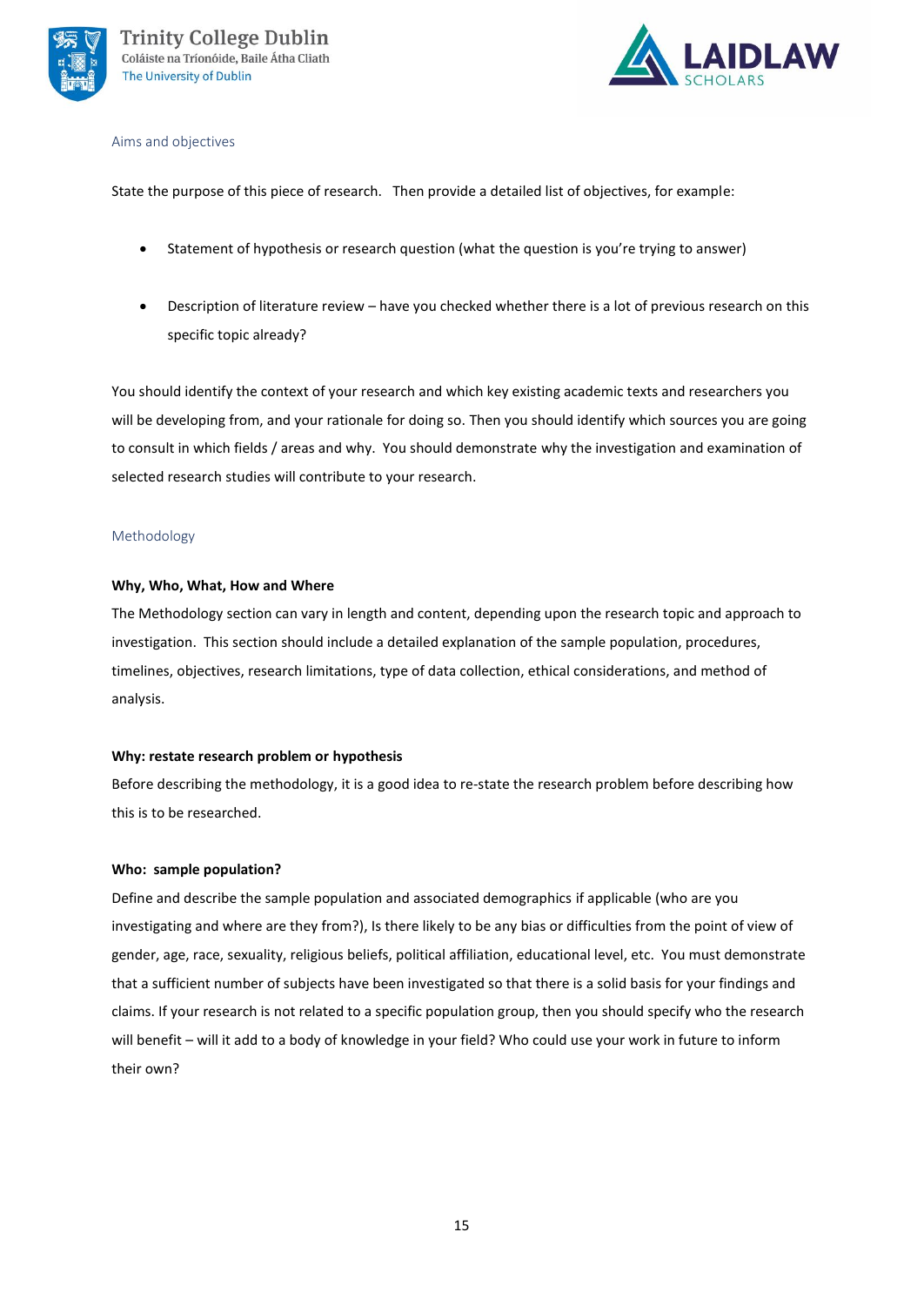## Aims and objectives

State the purpose of this piece of research. Then provide a detailed list of objectives, for example:

- Statement of hypothesis or research question (what the question is you're trying to answer)
- Description of literature review – have you checked whether there is a lot of previous research on this specific topic already?

You should identify the context of your research and which key existing academic texts and researchers you will be developing from, and your rationale for doing so. Then you should identify which sources you are going to consult in which fields / areas and why. You should demonstrate why the investigation and examination of selected research studies will contribute to your research.

## Methodology

**Why, Who, What, How and Where**

The Methodology section can vary in length and content, depending upon the research topic and approach to investigation. This section should include a detailed explanation of the sample population, procedures, timelines, objectives, research limitations, type of data collection, ethical considerations, and method of analysis.

**Why: restate research problem or hypothesis**

Before describing the methodology, it is a good idea to re-state the research problem before describing how this is to be researched.

**Who: sample population?**

Define and describe the sample population and associated demographics if applicable (who are you investigating and where are they from?), Is there likely to be any bias or difficulties from the point of view of gender, age, race, sexuality, religious beliefs, political affiliation, educational level, etc. You must demonstrate that a sufficient number of subjects have been investigated so that there is a solid basis for your findings and claims. If your research is not related to a specific population group, then you should specify who the research will benefit – will it add to a body of knowledge in your field? Who could use your work in future to inform their own?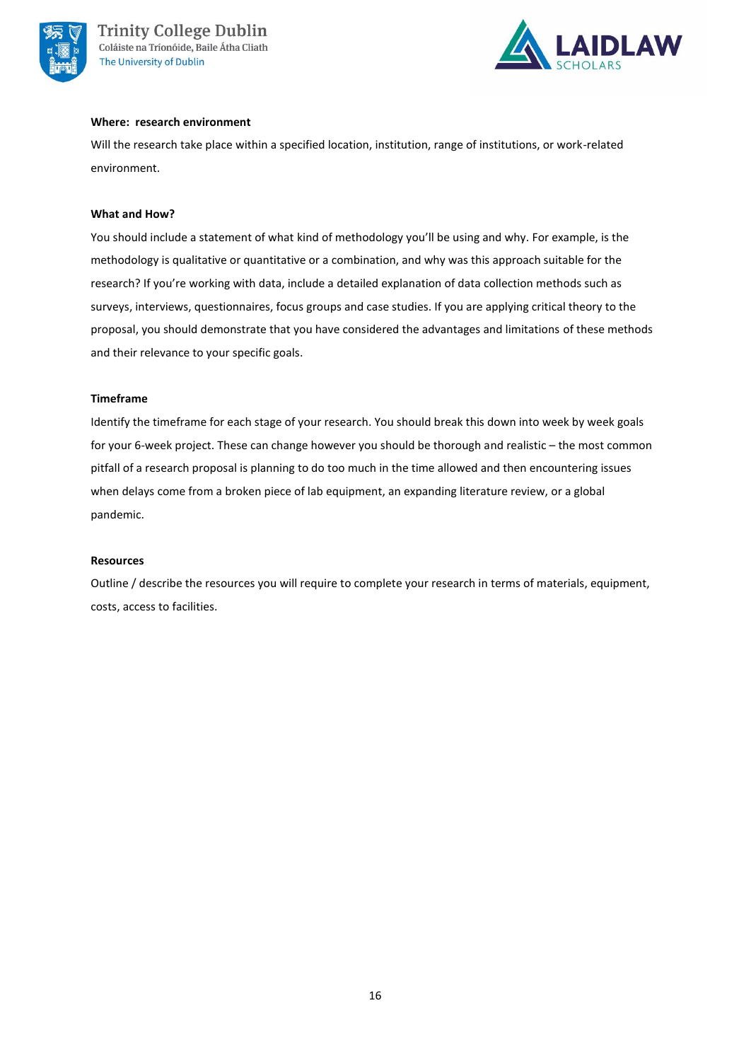**Where: research environment**

Will the research take place within a specified location, institution, range of institutions, or work-related environment.

**What and How?**

You should include a statement of what kind of methodology you'll be using and why. For example, is the methodology is qualitative or quantitative or a combination, and why was this approach suitable for the research? If you're working with data, include a detailed explanation of data collection methods such as surveys, interviews, questionnaires, focus groups and case studies. If you are applying critical theory to the proposal, you should demonstrate that you have considered the advantages and limitations of these methods and their relevance to your specific goals.

**Timeframe**

Identify the timeframe for each stage of your research. You should break this down into week by week goals for your 6-week project. These can change however you should be thorough and realistic – the most common pitfall of a research proposal is planning to do too much in the time allowed and then encountering issues when delays come from a broken piece of lab equipment, an expanding literature review, or a global pandemic.

**Resources**

Outline / describe the resources you will require to complete your research in terms of materials, equipment, costs, access to facilities.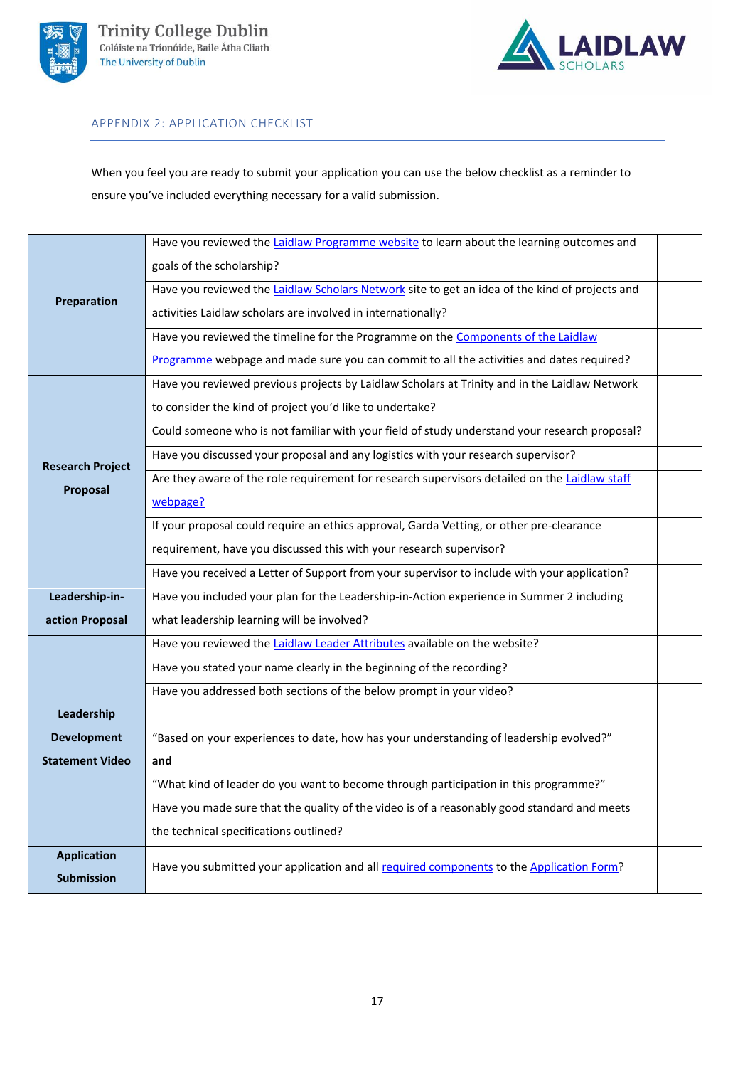## APPENDIX 2: APPLICATION CHECKLIST

When you feel you are ready to submit your application you can use the below checklist as a reminder to ensure you've included everything necessary for a valid submission.

| | | |
|---|---|---|
| **Preparation** | Have you reviewed the Laidlaw Programme website to learn about the learning outcomes and goals of the scholarship? | |
| | Have you reviewed the Laidlaw Scholars Network site to get an idea of the kind of projects and activities Laidlaw scholars are involved in internationally? | |
| | Have you reviewed the timeline for the Programme on the Components of the Laidlaw Programme webpage and made sure you can commit to all the activities and dates required? | |
| **Research Project Proposal** | Have you reviewed previous projects by Laidlaw Scholars at Trinity and in the Laidlaw Network to consider the kind of project you'd like to undertake? | |
| | Could someone who is not familiar with your field of study understand your research proposal? | |
| | Have you discussed your proposal and any logistics with your research supervisor? | |
| | Are they aware of the role requirement for research supervisors detailed on the Laidlaw staff webpage? | |
| | If your proposal could require an ethics approval, Garda Vetting, or other pre-clearance requirement, have you discussed this with your research supervisor? | |
| | Have you received a Letter of Support from your supervisor to include with your application? | |
| **Leadership-in-action Proposal** | Have you included your plan for the Leadership-in-Action experience in Summer 2 including what leadership learning will be involved? | |
| **Leadership Development Statement Video** | Have you reviewed the Laidlaw Leader Attributes available on the website? | |
| | Have you stated your name clearly in the beginning of the recording? | |
| | Have you addressed both sections of the below prompt in your video?<br><br>"Based on your experiences to date, how has your understanding of leadership evolved?"<br>**and**<br>"What kind of leader do you want to become through participation in this programme?" | |
| | Have you made sure that the quality of the video is of a reasonably good standard and meets the technical specifications outlined? | |
| **Application Submission** | Have you submitted your application and all required components to the Application Form? | |